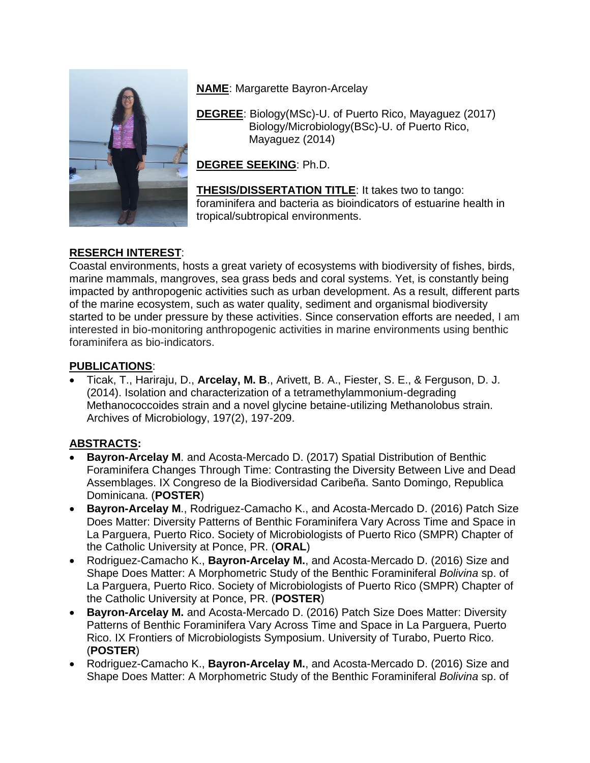**NAME**: Margarette Bayron-Arcelay

**DEGREE**: Biology(MSc)-U. of Puerto Rico, Mayaguez (2017)
Biology/Microbiology(BSc)-U. of Puerto Rico, Mayaguez (2014)

**DEGREE SEEKING**: Ph.D.

**THESIS/DISSERTATION TITLE**: It takes two to tango: foraminifera and bacteria as bioindicators of estuarine health in tropical/subtropical environments.

**RESERCH INTEREST**:

Coastal environments, hosts a great variety of ecosystems with biodiversity of fishes, birds, marine mammals, mangroves, sea grass beds and coral systems. Yet, is constantly being impacted by anthropogenic activities such as urban development. As a result, different parts of the marine ecosystem, such as water quality, sediment and organismal biodiversity started to be under pressure by these activities. Since conservation efforts are needed, I am interested in bio-monitoring anthropogenic activities in marine environments using benthic foraminifera as bio-indicators.

**PUBLICATIONS**:

- Ticak, T., Hariraju, D., **Arcelay, M. B**., Arivett, B. A., Fiester, S. E., & Ferguson, D. J. (2014). Isolation and characterization of a tetramethylammonium-degrading Methanococcoides strain and a novel glycine betaine-utilizing Methanolobus strain. Archives of Microbiology, 197(2), 197-209.

**ABSTRACTS:**

- **Bayron-Arcelay M**. and Acosta-Mercado D. (2017) Spatial Distribution of Benthic Foraminifera Changes Through Time: Contrasting the Diversity Between Live and Dead Assemblages. IX Congreso de la Biodiversidad Caribeña. Santo Domingo, Republica Dominicana. (**POSTER**)
- **Bayron-Arcelay M**., Rodriguez-Camacho K., and Acosta-Mercado D. (2016) Patch Size Does Matter: Diversity Patterns of Benthic Foraminifera Vary Across Time and Space in La Parguera, Puerto Rico. Society of Microbiologists of Puerto Rico (SMPR) Chapter of the Catholic University at Ponce, PR. (**ORAL**)
- Rodriguez-Camacho K., **Bayron-Arcelay M.**, and Acosta-Mercado D. (2016) Size and Shape Does Matter: A Morphometric Study of the Benthic Foraminiferal *Bolivina* sp. of La Parguera, Puerto Rico. Society of Microbiologists of Puerto Rico (SMPR) Chapter of the Catholic University at Ponce, PR. (**POSTER**)
- **Bayron-Arcelay M.** and Acosta-Mercado D. (2016) Patch Size Does Matter: Diversity Patterns of Benthic Foraminifera Vary Across Time and Space in La Parguera, Puerto Rico. IX Frontiers of Microbiologists Symposium. University of Turabo, Puerto Rico. (**POSTER**)
- Rodriguez-Camacho K., **Bayron-Arcelay M.**, and Acosta-Mercado D. (2016) Size and Shape Does Matter: A Morphometric Study of the Benthic Foraminiferal *Bolivina* sp. of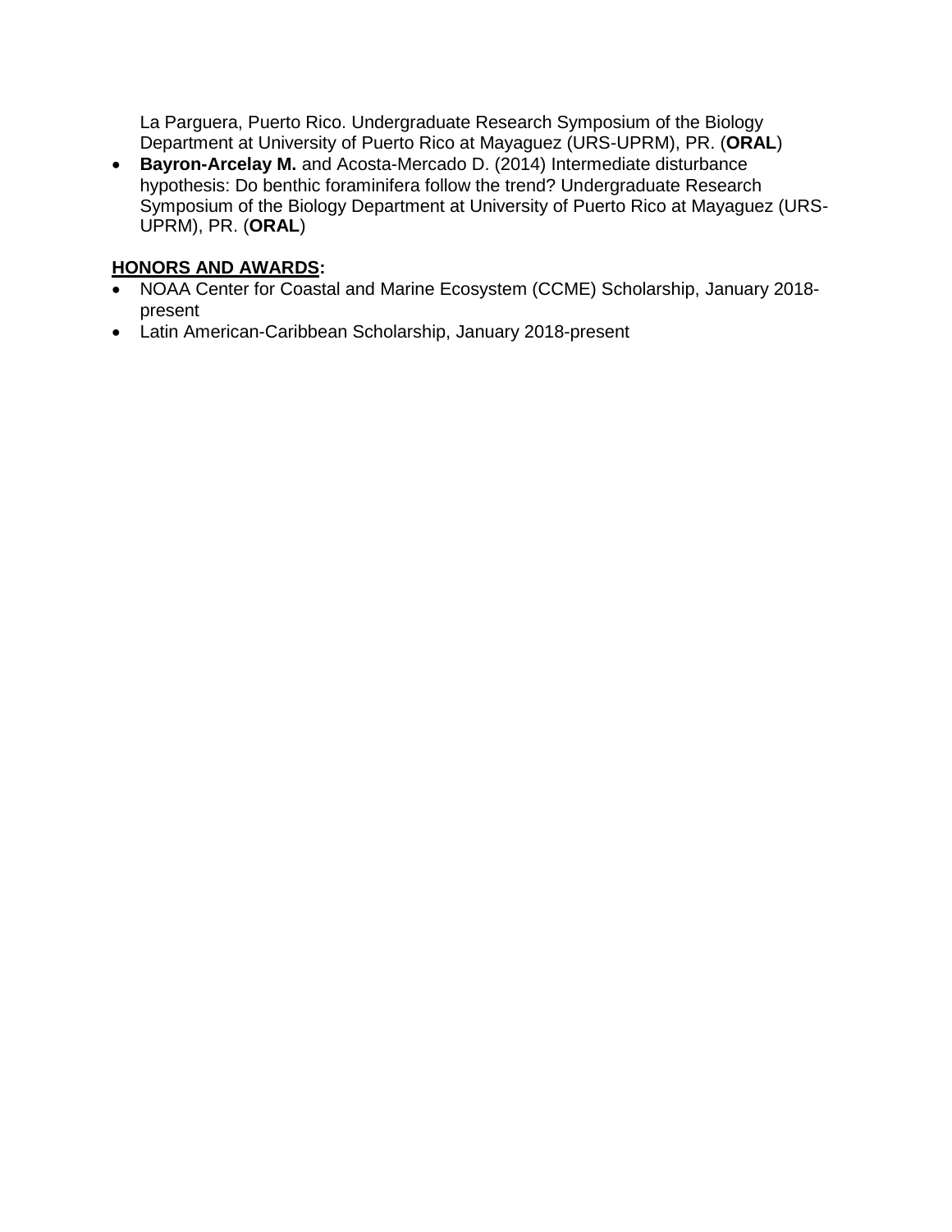La Parguera, Puerto Rico. Undergraduate Research Symposium of the Biology Department at University of Puerto Rico at Mayaguez (URS-UPRM), PR. (**ORAL**)

- **Bayron-Arcelay M.** and Acosta-Mercado D. (2014) Intermediate disturbance hypothesis: Do benthic foraminifera follow the trend? Undergraduate Research Symposium of the Biology Department at University of Puerto Rico at Mayaguez (URS-UPRM), PR. (**ORAL**)

**HONORS AND AWARDS:**

- NOAA Center for Coastal and Marine Ecosystem (CCME) Scholarship, January 2018-present
- Latin American-Caribbean Scholarship, January 2018-present